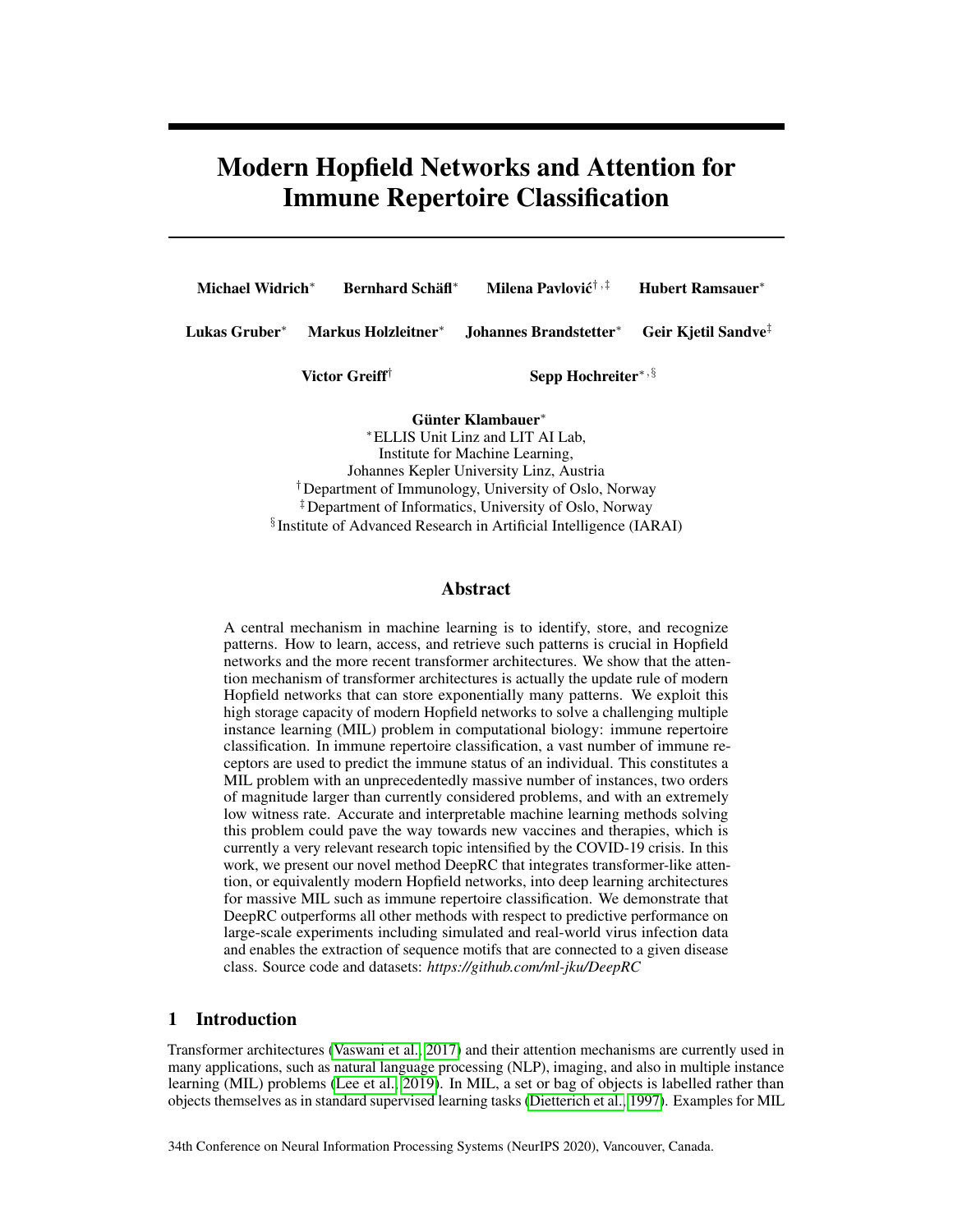# Modern Hopfield Networks and Attention for Immune Repertoire Classification

**Michael Widrich*** **Bernhard Schäfl*** **Milena Pavlović†,‡** **Hubert Ramsauer***

**Lukas Gruber*** **Markus Holzleitner*** **Johannes Brandstetter*** **Geir Kjetil Sandve‡**

**Victor Greiff†** **Sepp Hochreiter*,§**

**Günter Klambauer***

*ELLIS Unit Linz and LIT AI Lab,
Institute for Machine Learning,
Johannes Kepler University Linz, Austria
† Department of Immunology, University of Oslo, Norway
‡ Department of Informatics, University of Oslo, Norway
§ Institute of Advanced Research in Artificial Intelligence (IARAI)

## Abstract

A central mechanism in machine learning is to identify, store, and recognize patterns. How to learn, access, and retrieve such patterns is crucial in Hopfield networks and the more recent transformer architectures. We show that the attention mechanism of transformer architectures is actually the update rule of modern Hopfield networks that can store exponentially many patterns. We exploit this high storage capacity of modern Hopfield networks to solve a challenging multiple instance learning (MIL) problem in computational biology: immune repertoire classification. In immune repertoire classification, a vast number of immune receptors are used to predict the immune status of an individual. This constitutes a MIL problem with an unprecedentedly massive number of instances, two orders of magnitude larger than currently considered problems, and with an extremely low witness rate. Accurate and interpretable machine learning methods solving this problem could pave the way towards new vaccines and therapies, which is currently a very relevant research topic intensified by the COVID-19 crisis. In this work, we present our novel method DeepRC that integrates transformer-like attention, or equivalently modern Hopfield networks, into deep learning architectures for massive MIL such as immune repertoire classification. We demonstrate that DeepRC outperforms all other methods with respect to predictive performance on large-scale experiments including simulated and real-world virus infection data and enables the extraction of sequence motifs that are connected to a given disease class. Source code and datasets: *https://github.com/ml-jku/DeepRC*

## 1 Introduction

Transformer architectures (Vaswani et al., 2017) and their attention mechanisms are currently used in many applications, such as natural language processing (NLP), imaging, and also in multiple instance learning (MIL) problems (Lee et al., 2019). In MIL, a set or bag of objects is labelled rather than objects themselves as in standard supervised learning tasks (Dietterich et al., 1997). Examples for MIL

34th Conference on Neural Information Processing Systems (NeurIPS 2020), Vancouver, Canada.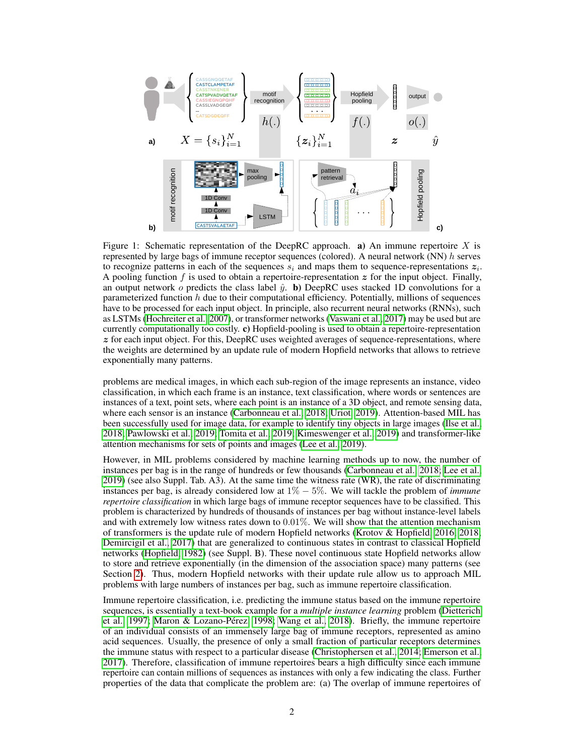Figure 1: Schematic representation of the DeepRC approach. **a)** An immune repertoire $X$ is represented by large bags of immune receptor sequences (colored). A neural network (NN) $h$ serves to recognize patterns in each of the sequences $s_i$ and maps them to sequence-representations $\boldsymbol{z}_i$. A pooling function $f$ is used to obtain a repertoire-representation $\boldsymbol{z}$ for the input object. Finally, an output network $o$ predicts the class label $\hat{y}$. **b)** DeepRC uses stacked 1D convolutions for a parameterized function $h$ due to their computational efficiency. Potentially, millions of sequences have to be processed for each input object. In principle, also recurrent neural networks (RNNs), such as LSTMs (Hochreiter et al., 2007), or transformer networks (Vaswani et al., 2017) may be used but are currently computationally too costly. **c)** Hopfield-pooling is used to obtain a repertoire-representation $\boldsymbol{z}$ for each input object. For this, DeepRC uses weighted averages of sequence-representations, where the weights are determined by an update rule of modern Hopfield networks that allows to retrieve exponentially many patterns.

problems are medical images, in which each sub-region of the image represents an instance, video classification, in which each frame is an instance, text classification, where words or sentences are instances of a text, point sets, where each point is an instance of a 3D object, and remote sensing data, where each sensor is an instance (Carbonneau et al., 2018; Uriot, 2019). Attention-based MIL has been successfully used for image data, for example to identify tiny objects in large images (Ilse et al., 2018; Pawlowski et al., 2019; Tomita et al., 2019; Kimeswenger et al., 2019) and transformer-like attention mechanisms for sets of points and images (Lee et al., 2019).

However, in MIL problems considered by machine learning methods up to now, the number of instances per bag is in the range of hundreds or few thousands (Carbonneau et al., 2018; Lee et al., 2019) (see also Suppl. Tab. A3). At the same time the witness rate (WR), the rate of discriminating instances per bag, is already considered low at $1\% - 5\%$. We will tackle the problem of *immune repertoire classification* in which large bags of immune receptor sequences have to be classified. This problem is characterized by hundreds of thousands of instances per bag without instance-level labels and with extremely low witness rates down to $0.01\%$. We will show that the attention mechanism of transformers is the update rule of modern Hopfield networks (Krotov & Hopfield, 2016, 2018; Demircigil et al., 2017) that are generalized to continuous states in contrast to classical Hopfield networks (Hopfield, 1982) (see Suppl. B). These novel continuous state Hopfield networks allow to store and retrieve exponentially (in the dimension of the association space) many patterns (see Section 2). Thus, modern Hopfield networks with their update rule allow us to approach MIL problems with large numbers of instances per bag, such as immune repertoire classification.

Immune repertoire classification, i.e. predicting the immune status based on the immune repertoire sequences, is essentially a text-book example for a *multiple instance learning* problem (Dietterich et al., 1997; Maron & Lozano-Pérez, 1998; Wang et al., 2018). Briefly, the immune repertoire of an individual consists of an immensely large bag of immune receptors, represented as amino acid sequences. Usually, the presence of only a small fraction of particular receptors determines the immune status with respect to a particular disease (Christophersen et al., 2014; Emerson et al., 2017). Therefore, classification of immune repertoires bears a high difficulty since each immune repertoire can contain millions of sequences as instances with only a few indicating the class. Further properties of the data that complicate the problem are: (a) The overlap of immune repertoires of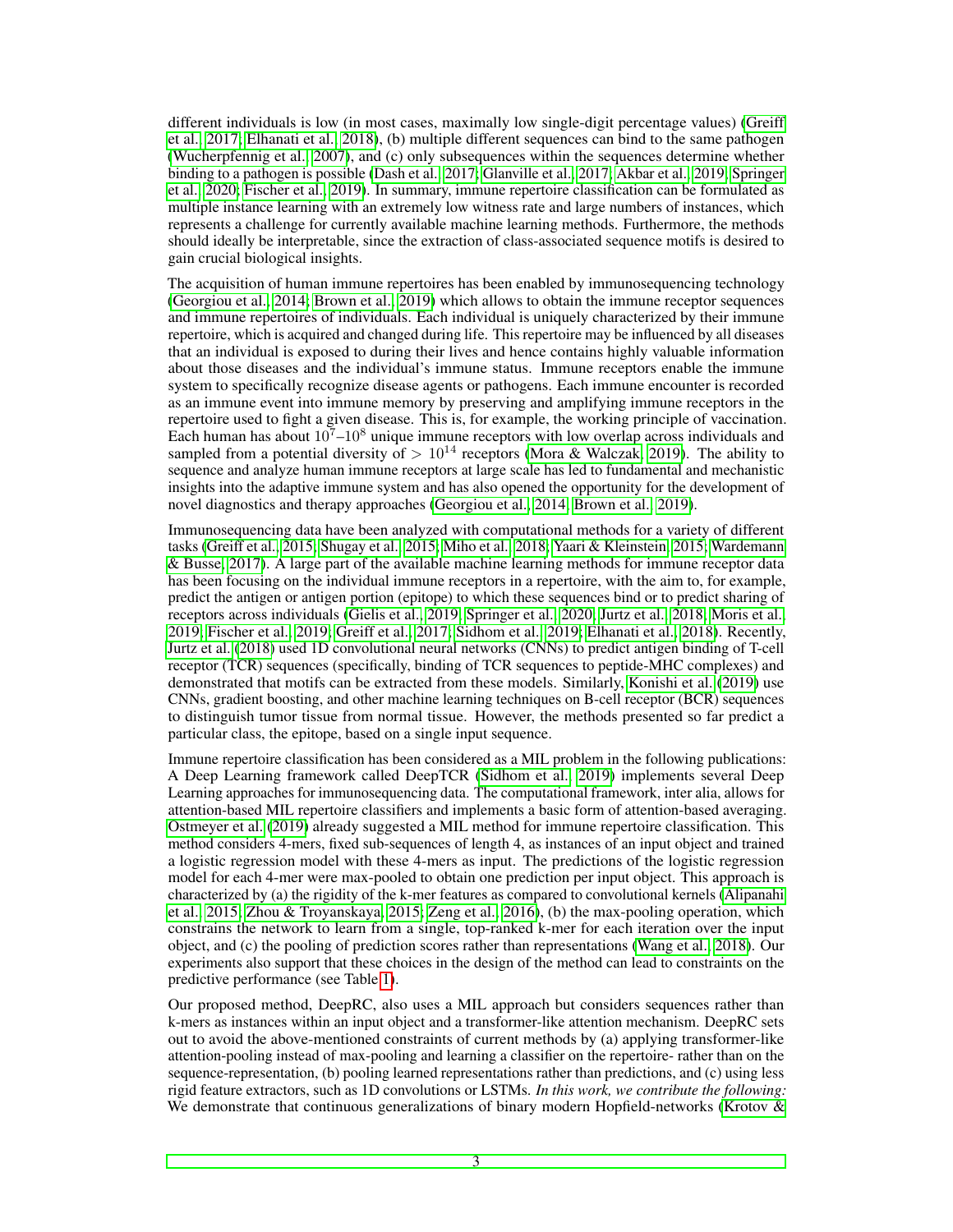different individuals is low (in most cases, maximally low single-digit percentage values) (Greiff et al., 2017; Elhanati et al., 2018), (b) multiple different sequences can bind to the same pathogen (Wucherpfennig et al., 2007), and (c) only subsequences within the sequences determine whether binding to a pathogen is possible (Dash et al., 2017; Glanville et al., 2017; Akbar et al., 2019; Springer et al., 2020; Fischer et al., 2019). In summary, immune repertoire classification can be formulated as multiple instance learning with an extremely low witness rate and large numbers of instances, which represents a challenge for currently available machine learning methods. Furthermore, the methods should ideally be interpretable, since the extraction of class-associated sequence motifs is desired to gain crucial biological insights.

The acquisition of human immune repertoires has been enabled by immunosequencing technology (Georgiou et al., 2014; Brown et al., 2019) which allows to obtain the immune receptor sequences and immune repertoires of individuals. Each individual is uniquely characterized by their immune repertoire, which is acquired and changed during life. This repertoire may be influenced by all diseases that an individual is exposed to during their lives and hence contains highly valuable information about those diseases and the individual's immune status. Immune receptors enable the immune system to specifically recognize disease agents or pathogens. Each immune encounter is recorded as an immune event into immune memory by preserving and amplifying immune receptors in the repertoire used to fight a given disease. This is, for example, the working principle of vaccination. Each human has about $10^7$–$10^8$ unique immune receptors with low overlap across individuals and sampled from a potential diversity of $> 10^{14}$ receptors (Mora & Walczak, 2019). The ability to sequence and analyze human immune receptors at large scale has led to fundamental and mechanistic insights into the adaptive immune system and has also opened the opportunity for the development of novel diagnostics and therapy approaches (Georgiou et al., 2014; Brown et al., 2019).

Immunosequencing data have been analyzed with computational methods for a variety of different tasks (Greiff et al., 2015; Shugay et al., 2015; Miho et al., 2018; Yaari & Kleinstein, 2015; Wardemann & Busse, 2017). A large part of the available machine learning methods for immune receptor data has been focusing on the individual immune receptors in a repertoire, with the aim to, for example, predict the antigen or antigen portion (epitope) to which these sequences bind or to predict sharing of receptors across individuals (Gielis et al., 2019; Springer et al., 2020; Jurtz et al., 2018; Moris et al., 2019; Fischer et al., 2019; Greiff et al., 2017; Sidhom et al., 2019; Elhanati et al., 2018). Recently, Jurtz et al. (2018) used 1D convolutional neural networks (CNNs) to predict antigen binding of T-cell receptor (TCR) sequences (specifically, binding of TCR sequences to peptide-MHC complexes) and demonstrated that motifs can be extracted from these models. Similarly, Konishi et al. (2019) use CNNs, gradient boosting, and other machine learning techniques on B-cell receptor (BCR) sequences to distinguish tumor tissue from normal tissue. However, the methods presented so far predict a particular class, the epitope, based on a single input sequence.

Immune repertoire classification has been considered as a MIL problem in the following publications: A Deep Learning framework called DeepTCR (Sidhom et al., 2019) implements several Deep Learning approaches for immunosequencing data. The computational framework, inter alia, allows for attention-based MIL repertoire classifiers and implements a basic form of attention-based averaging. Ostmeyer et al. (2019) already suggested a MIL method for immune repertoire classification. This method considers 4-mers, fixed sub-sequences of length 4, as instances of an input object and trained a logistic regression model with these 4-mers as input. The predictions of the logistic regression model for each 4-mer were max-pooled to obtain one prediction per input object. This approach is characterized by (a) the rigidity of the k-mer features as compared to convolutional kernels (Alipanahi et al., 2015; Zhou & Troyanskaya, 2015; Zeng et al., 2016), (b) the max-pooling operation, which constrains the network to learn from a single, top-ranked k-mer for each iteration over the input object, and (c) the pooling of prediction scores rather than representations (Wang et al., 2018). Our experiments also support that these choices in the design of the method can lead to constraints on the predictive performance (see Table 1).

Our proposed method, DeepRC, also uses a MIL approach but considers sequences rather than k-mers as instances within an input object and a transformer-like attention mechanism. DeepRC sets out to avoid the above-mentioned constraints of current methods by (a) applying transformer-like attention-pooling instead of max-pooling and learning a classifier on the repertoire- rather than on the sequence-representation, (b) pooling learned representations rather than predictions, and (c) using less rigid feature extractors, such as 1D convolutions or LSTMs. *In this work, we contribute the following:* We demonstrate that continuous generalizations of binary modern Hopfield-networks (Krotov &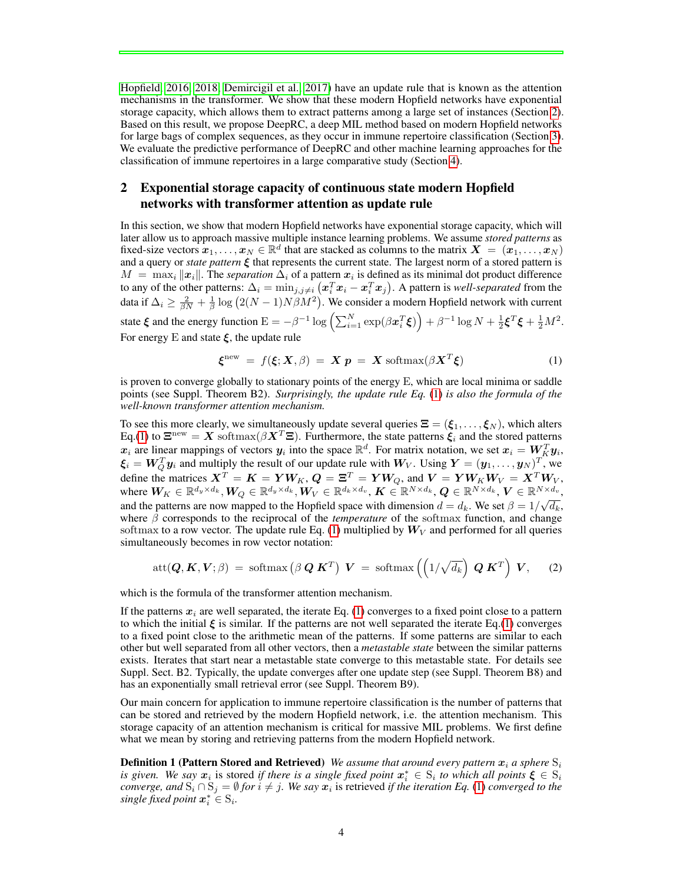Hopfield 2016, 2018; Demircigil et al., 2017) have an update rule that is known as the attention mechanisms in the transformer. We show that these modern Hopfield networks have exponential storage capacity, which allows them to extract patterns among a large set of instances (Section 2). Based on this result, we propose DeepRC, a deep MIL method based on modern Hopfield networks for large bags of complex sequences, as they occur in immune repertoire classification (Section 3). We evaluate the predictive performance of DeepRC and other machine learning approaches for the classification of immune repertoires in a large comparative study (Section 4).

## 2 Exponential storage capacity of continuous state modern Hopfield networks with transformer attention as update rule

In this section, we show that modern Hopfield networks have exponential storage capacity, which will later allow us to approach massive multiple instance learning problems. We assume *stored patterns* as fixed-size vectors $\boldsymbol{x}_1, \ldots, \boldsymbol{x}_N \in \mathbb{R}^d$ that are stacked as columns to the matrix $\boldsymbol{X} = (\boldsymbol{x}_1, \ldots, \boldsymbol{x}_N)$ and a query or *state pattern* $\boldsymbol{\xi}$ that represents the current state. The largest norm of a stored pattern is $M = \max_i \|\boldsymbol{x}_i\|$. The *separation* $\Delta_i$ of a pattern $\boldsymbol{x}_i$ is defined as its minimal dot product difference to any of the other patterns: $\Delta_i = \min_{j,j \neq i} \left(\boldsymbol{x}_i^T \boldsymbol{x}_i - \boldsymbol{x}_i^T \boldsymbol{x}_j\right)$. A pattern is *well-separated* from the data if $\Delta_i \geq \frac{2}{\beta N} + \frac{1}{\beta} \log \left(2(N-1)N\beta M^2\right)$. We consider a modern Hopfield network with current state $\boldsymbol{\xi}$ and the energy function $\mathrm{E} = -\beta^{-1} \log \left(\sum_{i=1}^N \exp(\beta \boldsymbol{x}_i^T \boldsymbol{\xi})\right) + \beta^{-1} \log N + \frac{1}{2} \boldsymbol{\xi}^T \boldsymbol{\xi} + \frac{1}{2} M^2$. For energy $\mathrm{E}$ and state $\boldsymbol{\xi}$, the update rule

$$\boldsymbol{\xi}^{\text{new}} \ = \ f(\boldsymbol{\xi}; \boldsymbol{X}, \beta) \ = \ \boldsymbol{X} \, \boldsymbol{p} \ = \ \boldsymbol{X} \, \mathrm{softmax}(\beta \boldsymbol{X}^T \boldsymbol{\xi}) \tag{1}$$

is proven to converge globally to stationary points of the energy $\mathrm{E}$, which are local minima or saddle points (see Suppl. Theorem B2). *Surprisingly, the update rule Eq. (1) is also the formula of the well-known transformer attention mechanism.*

To see this more clearly, we simultaneously update several queries $\boldsymbol{\Xi} = (\boldsymbol{\xi}_1, \ldots, \boldsymbol{\xi}_N)$, which alters Eq.(1) to $\boldsymbol{\Xi}^{\text{new}} = \boldsymbol{X} \, \mathrm{softmax}(\beta \boldsymbol{X}^T \boldsymbol{\Xi})$. Furthermore, the state patterns $\boldsymbol{\xi}_i$ and the stored patterns $\boldsymbol{x}_i$ are linear mappings of vectors $\boldsymbol{y}_i$ into the space $\mathbb{R}^d$. For matrix notation, we set $\boldsymbol{x}_i = \boldsymbol{W}_K^T \boldsymbol{y}_i$, $\boldsymbol{\xi}_i = \boldsymbol{W}_Q^T \boldsymbol{y}_i$ and multiply the result of our update rule with $\boldsymbol{W}_V$. Using $\boldsymbol{Y} = (\boldsymbol{y}_1, \ldots, \boldsymbol{y}_N)^T$, we define the matrices $\boldsymbol{X}^T = \boldsymbol{K} = \boldsymbol{Y} \boldsymbol{W}_K$, $\boldsymbol{Q} = \boldsymbol{\Xi}^T = \boldsymbol{Y} \boldsymbol{W}_Q$, and $\boldsymbol{V} = \boldsymbol{Y} \boldsymbol{W}_K \boldsymbol{W}_V = \boldsymbol{X}^T \boldsymbol{W}_V$, where $\boldsymbol{W}_K \in \mathbb{R}^{d_y \times d_k}, \boldsymbol{W}_Q \in \mathbb{R}^{d_y \times d_k}, \boldsymbol{W}_V \in \mathbb{R}^{d_k \times d_v}, \boldsymbol{K} \in \mathbb{R}^{N \times d_k}, \boldsymbol{Q} \in \mathbb{R}^{N \times d_k}, \boldsymbol{V} \in \mathbb{R}^{N \times d_v}$, and the patterns are now mapped to the Hopfield space with dimension $d = d_k$. We set $\beta = 1/\sqrt{d_k}$, where $\beta$ corresponds to the reciprocal of the *temperature* of the softmax function, and change softmax to a row vector. The update rule Eq. (1) multiplied by $\boldsymbol{W}_V$ and performed for all queries simultaneously becomes in row vector notation:

$$\mathrm{att}(\boldsymbol{Q}, \boldsymbol{K}, \boldsymbol{V}; \beta) \ = \ \mathrm{softmax}\left(\beta \, \boldsymbol{Q} \, \boldsymbol{K}^T\right) \, \boldsymbol{V} \ = \ \mathrm{softmax}\left(\left(1/\sqrt{d_k}\right) \, \boldsymbol{Q} \, \boldsymbol{K}^T\right) \, \boldsymbol{V}, \tag{2}$$

which is the formula of the transformer attention mechanism.

If the patterns $\boldsymbol{x}_i$ are well separated, the iterate Eq. (1) converges to a fixed point close to a pattern to which the initial $\boldsymbol{\xi}$ is similar. If the patterns are not well separated the iterate Eq.(1) converges to a fixed point close to the arithmetic mean of the patterns. If some patterns are similar to each other but well separated from all other vectors, then a *metastable state* between the similar patterns exists. Iterates that start near a metastable state converge to this metastable state. For details see Suppl. Sect. B2. Typically, the update converges after one update step (see Suppl. Theorem B8) and has an exponentially small retrieval error (see Suppl. Theorem B9).

Our main concern for application to immune repertoire classification is the number of patterns that can be stored and retrieved by the modern Hopfield network, i.e. the attention mechanism. This storage capacity of an attention mechanism is critical for massive MIL problems. We first define what we mean by storing and retrieving patterns from the modern Hopfield network.

**Definition 1 (Pattern Stored and Retrieved)** *We assume that around every pattern $\boldsymbol{x}_i$ a sphere $\mathrm{S}_i$ is given. We say $\boldsymbol{x}_i$* is stored *if there is a single fixed point $\boldsymbol{x}_i^* \in \mathrm{S}_i$ to which all points $\boldsymbol{\xi} \in \mathrm{S}_i$ converge, and $\mathrm{S}_i \cap \mathrm{S}_j = \emptyset$ for $i \neq j$. We say $\boldsymbol{x}_i$* is retrieved *if the iteration Eq. (1) converged to the single fixed point $\boldsymbol{x}_i^* \in \mathrm{S}_i$.*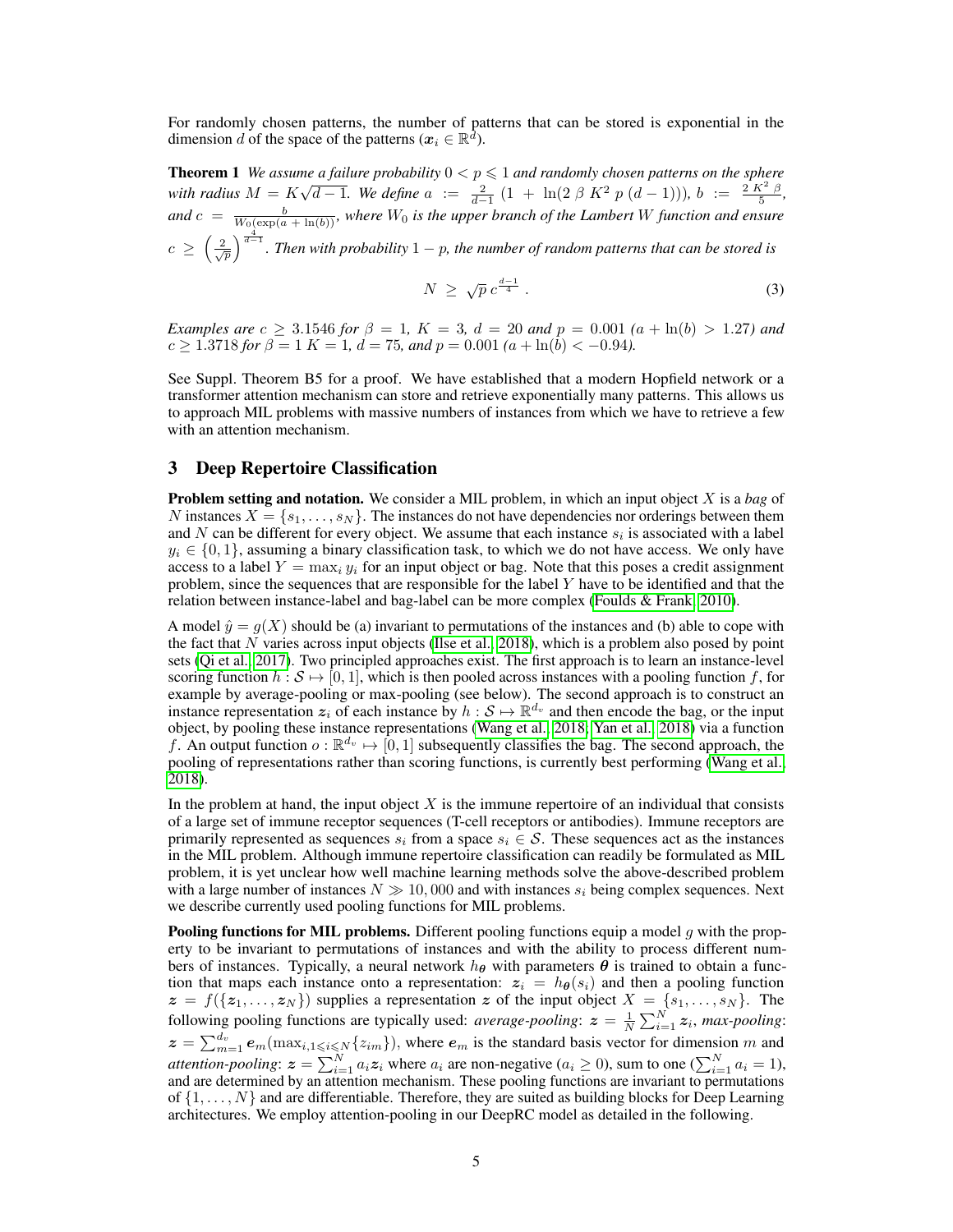For randomly chosen patterns, the number of patterns that can be stored is exponential in the dimension $d$ of the space of the patterns ($\boldsymbol{x}_i \in \mathbb{R}^d$).

**Theorem 1** *We assume a failure probability $0 < p \leqslant 1$ and randomly chosen patterns on the sphere with radius $M = K\sqrt{d-1}$. We define $a := \frac{2}{d-1}\,(1 + \ln(2\,\beta\,K^2\,p\,(d-1)))$, $b := \frac{2\,K^2\,\beta}{5}$, and $c = \frac{b}{W_0(\exp(a + \ln(b))}$, where $W_0$ is the upper branch of the Lambert $W$ function and ensure $c \geq \left(\frac{2}{\sqrt{p}}\right)^{\frac{4}{d-1}}$. Then with probability $1-p$, the number of random patterns that can be stored is*

$$N \;\geq\; \sqrt{p}\; c^{\frac{d-1}{4}} \; . \tag{3}$$

*Examples are $c \geq 3.1546$ for $\beta = 1$, $K = 3$, $d = 20$ and $p = 0.001$ ($a + \ln(b) > 1.27$) and $c \geq 1.3718$ for $\beta = 1$ $K = 1$, $d = 75$, and $p = 0.001$ ($a + \ln(b) < -0.94$).*

See Suppl. Theorem B5 for a proof. We have established that a modern Hopfield network or a transformer attention mechanism can store and retrieve exponentially many patterns. This allows us to approach MIL problems with massive numbers of instances from which we have to retrieve a few with an attention mechanism.

## 3 Deep Repertoire Classification

**Problem setting and notation.** We consider a MIL problem, in which an input object $X$ is a *bag* of $N$ instances $X = \{s_1, \ldots, s_N\}$. The instances do not have dependencies nor orderings between them and $N$ can be different for every object. We assume that each instance $s_i$ is associated with a label $y_i \in \{0, 1\}$, assuming a binary classification task, to which we do not have access. We only have access to a label $Y = \max_i y_i$ for an input object or bag. Note that this poses a credit assignment problem, since the sequences that are responsible for the label $Y$ have to be identified and that the relation between instance-label and bag-label can be more complex (Foulds & Frank, 2010).

A model $\hat{y} = g(X)$ should be (a) invariant to permutations of the instances and (b) able to cope with the fact that $N$ varies across input objects (Ilse et al., 2018), which is a problem also posed by point sets (Qi et al., 2017). Two principled approaches exist. The first approach is to learn an instance-level scoring function $h : \mathcal{S} \mapsto [0, 1]$, which is then pooled across instances with a pooling function $f$, for example by average-pooling or max-pooling (see below). The second approach is to construct an instance representation $\boldsymbol{z}_i$ of each instance by $h : \mathcal{S} \mapsto \mathbb{R}^{d_v}$ and then encode the bag, or the input object, by pooling these instance representations (Wang et al., 2018; Yan et al., 2018) via a function $f$. An output function $o : \mathbb{R}^{d_v} \mapsto [0, 1]$ subsequently classifies the bag. The second approach, the pooling of representations rather than scoring functions, is currently best performing (Wang et al., 2018).

In the problem at hand, the input object $X$ is the immune repertoire of an individual that consists of a large set of immune receptor sequences (T-cell receptors or antibodies). Immune receptors are primarily represented as sequences $s_i$ from a space $s_i \in \mathcal{S}$. These sequences act as the instances in the MIL problem. Although immune repertoire classification can readily be formulated as MIL problem, it is yet unclear how well machine learning methods solve the above-described problem with a large number of instances $N \gg 10,000$ and with instances $s_i$ being complex sequences. Next we describe currently used pooling functions for MIL problems.

**Pooling functions for MIL problems.** Different pooling functions equip a model $g$ with the property to be invariant to permutations of instances and with the ability to process different numbers of instances. Typically, a neural network $h_{\boldsymbol{\theta}}$ with parameters $\boldsymbol{\theta}$ is trained to obtain a function that maps each instance onto a representation: $\boldsymbol{z}_i = h_{\boldsymbol{\theta}}(s_i)$ and then a pooling function $\boldsymbol{z} = f(\{\boldsymbol{z}_1, \ldots, \boldsymbol{z}_N\})$ supplies a representation $\boldsymbol{z}$ of the input object $X = \{s_1, \ldots, s_N\}$. The following pooling functions are typically used: *average-pooling*: $\boldsymbol{z} = \frac{1}{N}\sum_{i=1}^{N} \boldsymbol{z}_i$, *max-pooling*: $\boldsymbol{z} = \sum_{m=1}^{d_v} \boldsymbol{e}_m(\max_{i, 1 \leqslant i \leqslant N}\{z_{im}\})$, where $\boldsymbol{e}_m$ is the standard basis vector for dimension $m$ and *attention-pooling*: $\boldsymbol{z} = \sum_{i=1}^{N} a_i \boldsymbol{z}_i$ where $a_i$ are non-negative ($a_i \geq 0$), sum to one ($\sum_{i=1}^{N} a_i = 1$), and are determined by an attention mechanism. These pooling functions are invariant to permutations of $\{1, \ldots, N\}$ and are differentiable. Therefore, they are suited as building blocks for Deep Learning architectures. We employ attention-pooling in our DeepRC model as detailed in the following.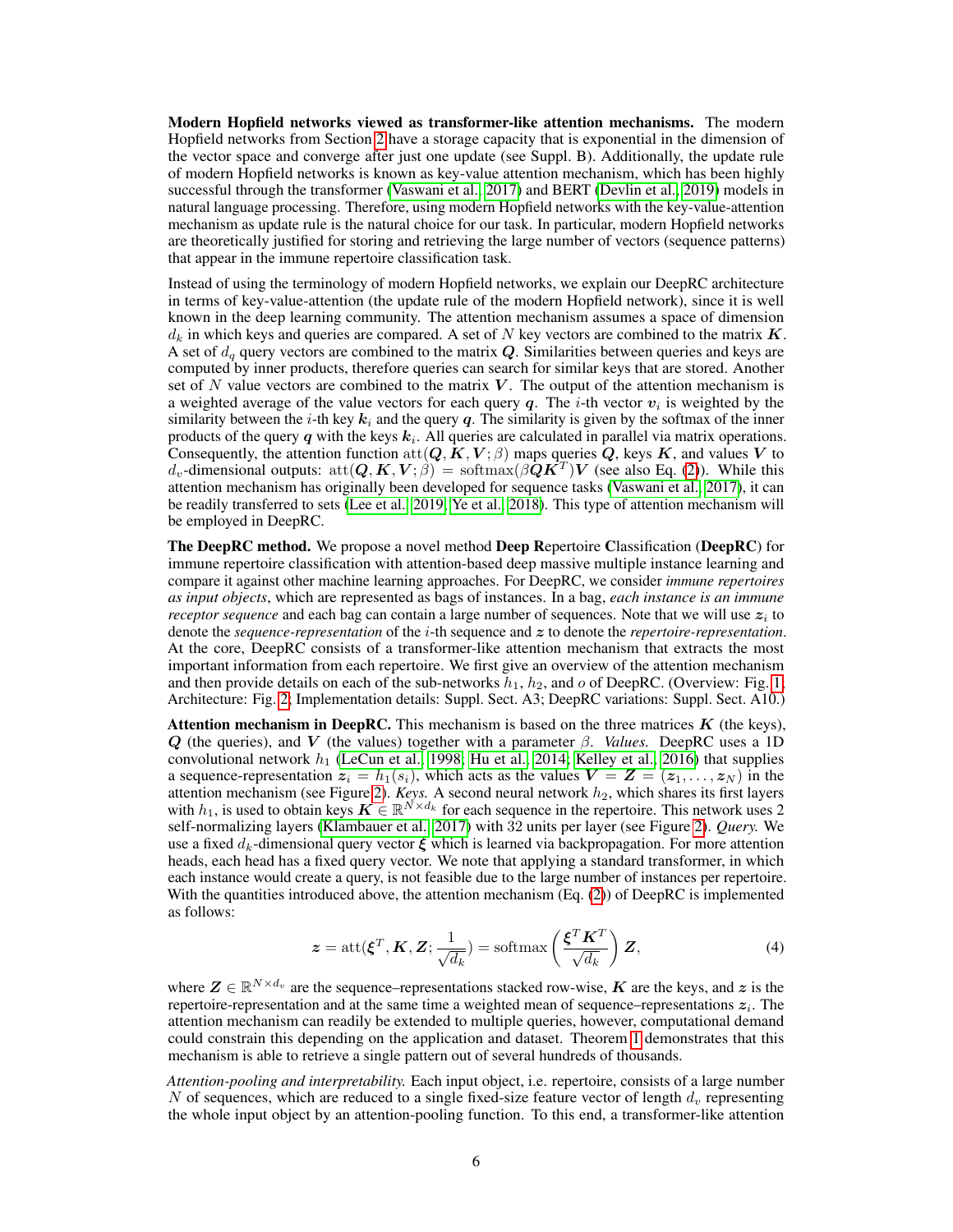**Modern Hopfield networks viewed as transformer-like attention mechanisms.** The modern Hopfield networks from Section 2 have a storage capacity that is exponential in the dimension of the vector space and converge after just one update (see Suppl. B). Additionally, the update rule of modern Hopfield networks is known as key-value attention mechanism, which has been highly successful through the transformer (Vaswani et al., 2017) and BERT (Devlin et al., 2019) models in natural language processing. Therefore, using modern Hopfield networks with the key-value-attention mechanism as update rule is the natural choice for our task. In particular, modern Hopfield networks are theoretically justified for storing and retrieving the large number of vectors (sequence patterns) that appear in the immune repertoire classification task.

Instead of using the terminology of modern Hopfield networks, we explain our DeepRC architecture in terms of key-value-attention (the update rule of the modern Hopfield network), since it is well known in the deep learning community. The attention mechanism assumes a space of dimension $d_k$ in which keys and queries are compared. A set of $N$ key vectors are combined to the matrix $\boldsymbol{K}$. A set of $d_q$ query vectors are combined to the matrix $\boldsymbol{Q}$. Similarities between queries and keys are computed by inner products, therefore queries can search for similar keys that are stored. Another set of $N$ value vectors are combined to the matrix $\boldsymbol{V}$. The output of the attention mechanism is a weighted average of the value vectors for each query $\boldsymbol{q}$. The $i$-th vector $\boldsymbol{v}_i$ is weighted by the similarity between the $i$-th key $\boldsymbol{k}_i$ and the query $\boldsymbol{q}$. The similarity is given by the softmax of the inner products of the query $\boldsymbol{q}$ with the keys $\boldsymbol{k}_i$. All queries are calculated in parallel via matrix operations. Consequently, the attention function $\mathrm{att}(\boldsymbol{Q}, \boldsymbol{K}, \boldsymbol{V}; \beta)$ maps queries $\boldsymbol{Q}$, keys $\boldsymbol{K}$, and values $\boldsymbol{V}$ to $d_v$-dimensional outputs: $\mathrm{att}(\boldsymbol{Q}, \boldsymbol{K}, \boldsymbol{V}; \beta) = \mathrm{softmax}(\beta \boldsymbol{Q}\boldsymbol{K}^T)\boldsymbol{V}$ (see also Eq. (2)). While this attention mechanism has originally been developed for sequence tasks (Vaswani et al., 2017), it can be readily transferred to sets (Lee et al., 2019; Ye et al., 2018). This type of attention mechanism will be employed in DeepRC.

**The DeepRC method.** We propose a novel method **Deep R**epertoire **C**lassification (**DeepRC**) for immune repertoire classification with attention-based deep massive multiple instance learning and compare it against other machine learning approaches. For DeepRC, we consider *immune repertoires as input objects*, which are represented as bags of instances. In a bag, *each instance is an immune receptor sequence* and each bag can contain a large number of sequences. Note that we will use $\boldsymbol{z}_i$ to denote the *sequence-representation* of the $i$-th sequence and $\boldsymbol{z}$ to denote the *repertoire-representation*. At the core, DeepRC consists of a transformer-like attention mechanism that extracts the most important information from each repertoire. We first give an overview of the attention mechanism and then provide details on each of the sub-networks $h_1$, $h_2$, and $o$ of DeepRC. (Overview: Fig. 1; Architecture: Fig. 2; Implementation details: Suppl. Sect. A3; DeepRC variations: Suppl. Sect. A10.)

**Attention mechanism in DeepRC.** This mechanism is based on the three matrices $\boldsymbol{K}$ (the keys), $\boldsymbol{Q}$ (the queries), and $\boldsymbol{V}$ (the values) together with a parameter $\beta$. *Values.* DeepRC uses a 1D convolutional network $h_1$ (LeCun et al., 1998; Hu et al., 2014; Kelley et al., 2016) that supplies a sequence-representation $\boldsymbol{z}_i = h_1(s_i)$, which acts as the values $\boldsymbol{V} = \boldsymbol{Z} = (\boldsymbol{z}_1, \ldots, \boldsymbol{z}_N)$ in the attention mechanism (see Figure 2). *Keys.* A second neural network $h_2$, which shares its first layers with $h_1$, is used to obtain keys $\boldsymbol{K} \in \mathbb{R}^{N \times d_k}$ for each sequence in the repertoire. This network uses 2 self-normalizing layers (Klambauer et al., 2017) with 32 units per layer (see Figure 2). *Query.* We use a fixed $d_k$-dimensional query vector $\boldsymbol{\xi}$ which is learned via backpropagation. For more attention heads, each head has a fixed query vector. We note that applying a standard transformer, in which each instance would create a query, is not feasible due to the large number of instances per repertoire. With the quantities introduced above, the attention mechanism (Eq. (2)) of DeepRC is implemented as follows:

$$\boldsymbol{z} = \mathrm{att}(\boldsymbol{\xi}^T, \boldsymbol{K}, \boldsymbol{Z}; \frac{1}{\sqrt{d_k}}) = \mathrm{softmax}\left(\frac{\boldsymbol{\xi}^T \boldsymbol{K}^T}{\sqrt{d_k}}\right) \boldsymbol{Z}, \tag{4}$$

where $\boldsymbol{Z} \in \mathbb{R}^{N \times d_v}$ are the sequence–representations stacked row-wise, $\boldsymbol{K}$ are the keys, and $\boldsymbol{z}$ is the repertoire-representation and at the same time a weighted mean of sequence–representations $\boldsymbol{z}_i$. The attention mechanism can readily be extended to multiple queries, however, computational demand could constrain this depending on the application and dataset. Theorem 1 demonstrates that this mechanism is able to retrieve a single pattern out of several hundreds of thousands.

*Attention-pooling and interpretability.* Each input object, i.e. repertoire, consists of a large number $N$ of sequences, which are reduced to a single fixed-size feature vector of length $d_v$ representing the whole input object by an attention-pooling function. To this end, a transformer-like attention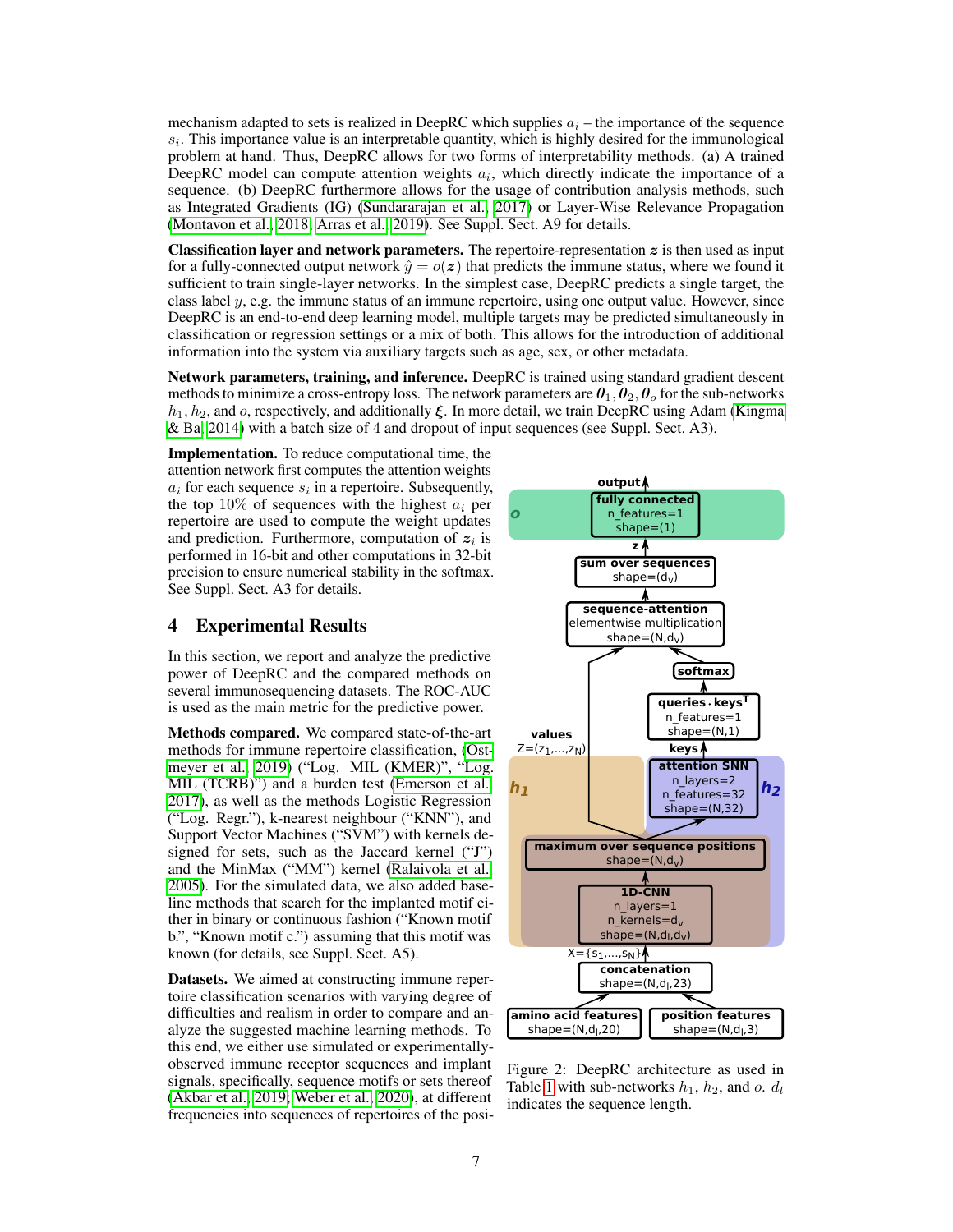mechanism adapted to sets is realized in DeepRC which supplies $a_i$ – the importance of the sequence $s_i$. This importance value is an interpretable quantity, which is highly desired for the immunological problem at hand. Thus, DeepRC allows for two forms of interpretability methods. (a) A trained DeepRC model can compute attention weights $a_i$, which directly indicate the importance of a sequence. (b) DeepRC furthermore allows for the usage of contribution analysis methods, such as Integrated Gradients (IG) (Sundararajan et al., 2017) or Layer-Wise Relevance Propagation (Montavon et al., 2018; Arras et al., 2019). See Suppl. Sect. A9 for details.

**Classification layer and network parameters.** The repertoire-representation $\boldsymbol{z}$ is then used as input for a fully-connected output network $\hat{y} = o(\boldsymbol{z})$ that predicts the immune status, where we found it sufficient to train single-layer networks. In the simplest case, DeepRC predicts a single target, the class label $y$, e.g. the immune status of an immune repertoire, using one output value. However, since DeepRC is an end-to-end deep learning model, multiple targets may be predicted simultaneously in classification or regression settings or a mix of both. This allows for the introduction of additional information into the system via auxiliary targets such as age, sex, or other metadata.

**Network parameters, training, and inference.** DeepRC is trained using standard gradient descent methods to minimize a cross-entropy loss. The network parameters are $\boldsymbol{\theta}_1, \boldsymbol{\theta}_2, \boldsymbol{\theta}_o$ for the sub-networks $h_1, h_2$, and $o$, respectively, and additionally $\boldsymbol{\xi}$. In more detail, we train DeepRC using Adam (Kingma & Ba, 2014) with a batch size of 4 and dropout of input sequences (see Suppl. Sect. A3).

**Implementation.** To reduce computational time, the attention network first computes the attention weights $a_i$ for each sequence $s_i$ in a repertoire. Subsequently, the top 10% of sequences with the highest $a_i$ per repertoire are used to compute the weight updates and prediction. Furthermore, computation of $\boldsymbol{z}_i$ is performed in 16-bit and other computations in 32-bit precision to ensure numerical stability in the softmax. See Suppl. Sect. A3 for details.

Figure 2: DeepRC architecture as used in Table 1 with sub-networks $h_1$, $h_2$, and $o$. $d_l$ indicates the sequence length.

## 4 Experimental Results

In this section, we report and analyze the predictive power of DeepRC and the compared methods on several immunosequencing datasets. The ROC-AUC is used as the main metric for the predictive power.

**Methods compared.** We compared state-of-the-art methods for immune repertoire classification, (Ostmeyer et al., 2019) ("Log. MIL (KMER)", "Log. MIL (TCRB)") and a burden test (Emerson et al., 2017), as well as the methods Logistic Regression ("Log. Regr."), k-nearest neighbour ("KNN"), and Support Vector Machines ("SVM") with kernels designed for sets, such as the Jaccard kernel ("J") and the MinMax ("MM") kernel (Ralaivola et al., 2005). For the simulated data, we also added baseline methods that search for the implanted motif either in binary or continuous fashion ("Known motif b.", "Known motif c.") assuming that this motif was known (for details, see Suppl. Sect. A5).

**Datasets.** We aimed at constructing immune repertoire classification scenarios with varying degree of difficulties and realism in order to compare and analyze the suggested machine learning methods. To this end, we either use simulated or experimentally-observed immune receptor sequences and implant signals, specifically, sequence motifs or sets thereof (Akbar et al., 2019; Weber et al., 2020), at different frequencies into sequences of repertoires of the posi-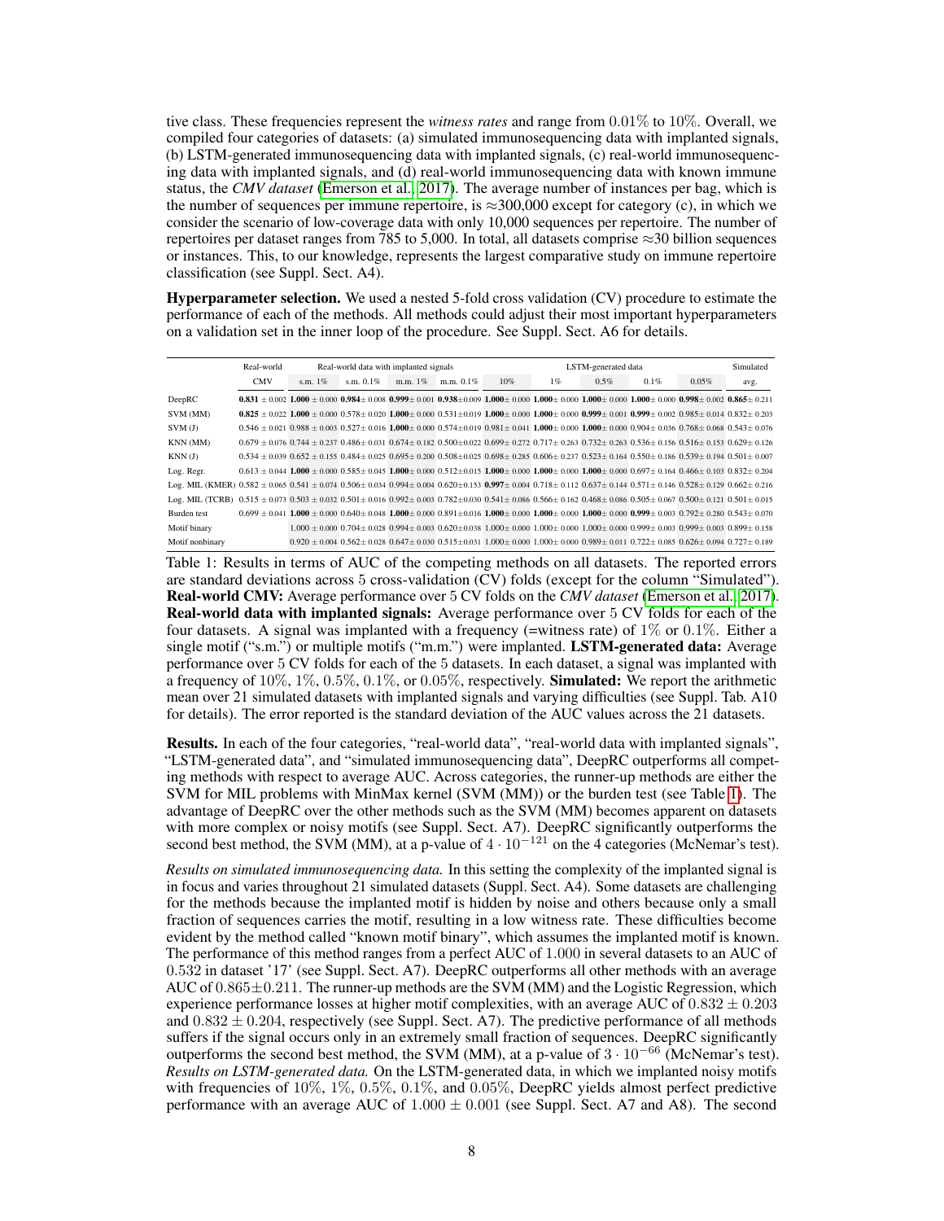tive class. These frequencies represent the *witness rates* and range from $0.01\%$ to $10\%$. Overall, we compiled four categories of datasets: (a) simulated immunosequencing data with implanted signals, (b) LSTM-generated immunosequencing data with implanted signals, (c) real-world immunosequencing data with implanted signals, and (d) real-world immunosequencing data with known immune status, the *CMV dataset* (Emerson et al., 2017). The average number of instances per bag, which is the number of sequences per immune repertoire, is ≈300,000 except for category (c), in which we consider the scenario of low-coverage data with only 10,000 sequences per repertoire. The number of repertoires per dataset ranges from 785 to 5,000. In total, all datasets comprise ≈30 billion sequences or instances. This, to our knowledge, represents the largest comparative study on immune repertoire classification (see Suppl. Sect. A4).

**Hyperparameter selection.** We used a nested 5-fold cross validation (CV) procedure to estimate the performance of each of the methods. All methods could adjust their most important hyperparameters on a validation set in the inner loop of the procedure. See Suppl. Sect. A6 for details.

| | Real-world | Real-world data with implanted signals | | | | LSTM-generated data | | | | | Simulated |
|---|---|---|---|---|---|---|---|---|---|---|---|
| | CMV | s.m. 1% | s.m. 0.1% | m.m. 1% | m.m. 0.1% | 10% | 1% | 0.5% | 0.1% | 0.05% | avg. |
| DeepRC | **0.831** ± 0.002 | **1.000** ± 0.000 | **0.984** ± 0.008 | **0.999** ± 0.001 | **0.938** ± 0.009 | **1.000** ± 0.000 | **1.000** ± 0.000 | **1.000** ± 0.000 | **1.000** ± 0.000 | **0.998** ± 0.002 | **0.865** ± 0.211 |
| SVM (MM) | **0.825** ± 0.022 | **1.000** ± 0.000 | 0.578 ± 0.020 | **1.000** ± 0.000 | 0.531 ± 0.019 | **1.000** ± 0.000 | **1.000** ± 0.000 | **0.999** ± 0.001 | **0.999** ± 0.002 | 0.985 ± 0.014 | 0.832 ± 0.203 |
| SVM (J) | 0.546 ± 0.021 | 0.988 ± 0.003 | 0.527 ± 0.016 | **1.000** ± 0.000 | 0.574 ± 0.019 | 0.981 ± 0.041 | **1.000** ± 0.000 | **1.000** ± 0.000 | 0.904 ± 0.036 | 0.768 ± 0.068 | 0.543 ± 0.076 |
| KNN (MM) | 0.679 ± 0.076 | 0.744 ± 0.237 | 0.486 ± 0.031 | 0.674 ± 0.182 | 0.500 ± 0.022 | 0.699 ± 0.272 | 0.717 ± 0.263 | 0.732 ± 0.263 | 0.536 ± 0.156 | 0.516 ± 0.153 | 0.629 ± 0.126 |
| KNN (J) | 0.534 ± 0.039 | 0.652 ± 0.155 | 0.484 ± 0.025 | 0.695 ± 0.200 | 0.508 ± 0.025 | 0.698 ± 0.285 | 0.606 ± 0.237 | 0.523 ± 0.164 | 0.550 ± 0.186 | 0.539 ± 0.194 | 0.501 ± 0.007 |
| Log. Regr. | 0.613 ± 0.044 | **1.000** ± 0.000 | 0.585 ± 0.045 | **1.000** ± 0.000 | 0.512 ± 0.015 | **1.000** ± 0.000 | **1.000** ± 0.000 | **1.000** ± 0.000 | 0.697 ± 0.164 | 0.466 ± 0.103 | 0.832 ± 0.204 |
| Log. MIL (KMER) | 0.582 ± 0.065 | 0.541 ± 0.074 | 0.506 ± 0.034 | 0.994 ± 0.004 | 0.620 ± 0.153 | **0.997** ± 0.004 | 0.718 ± 0.112 | 0.637 ± 0.144 | 0.571 ± 0.146 | 0.528 ± 0.129 | 0.662 ± 0.216 |
| Log. MIL (TCRB) | 0.515 ± 0.073 | 0.503 ± 0.032 | 0.501 ± 0.016 | 0.992 ± 0.003 | 0.782 ± 0.030 | 0.541 ± 0.086 | 0.566 ± 0.162 | 0.468 ± 0.086 | 0.505 ± 0.067 | 0.500 ± 0.121 | 0.501 ± 0.015 |
| Burden test | 0.699 ± 0.041 | **1.000** ± 0.000 | 0.640 ± 0.048 | **1.000** ± 0.000 | 0.891 ± 0.016 | **1.000** ± 0.000 | **1.000** ± 0.000 | **1.000** ± 0.000 | **0.999** ± 0.003 | 0.792 ± 0.280 | 0.543 ± 0.070 |
| Motif binary | | 1.000 ± 0.000 | 0.704 ± 0.028 | 0.994 ± 0.003 | 0.620 ± 0.038 | 1.000 ± 0.000 | 1.000 ± 0.000 | 1.000 ± 0.000 | 0.999 ± 0.003 | 0.999 ± 0.003 | 0.899 ± 0.158 |
| Motif nonbinary | | 0.920 ± 0.004 | 0.562 ± 0.028 | 0.647 ± 0.030 | 0.515 ± 0.031 | 1.000 ± 0.000 | 1.000 ± 0.000 | 0.989 ± 0.011 | 0.722 ± 0.085 | 0.626 ± 0.094 | 0.727 ± 0.189 |

Table 1: Results in terms of AUC of the competing methods on all datasets. The reported errors are standard deviations across 5 cross-validation (CV) folds (except for the column "Simulated"). **Real-world CMV:** Average performance over 5 CV folds on the *CMV dataset* (Emerson et al., 2017). **Real-world data with implanted signals:** Average performance over 5 CV folds for each of the four datasets. A signal was implanted with a frequency (=witness rate) of $1\%$ or $0.1\%$. Either a single motif ("s.m.") or multiple motifs ("m.m.") were implanted. **LSTM-generated data:** Average performance over 5 CV folds for each of the 5 datasets. In each dataset, a signal was implanted with a frequency of $10\%$, $1\%$, $0.5\%$, $0.1\%$, or $0.05\%$, respectively. **Simulated:** We report the arithmetic mean over 21 simulated datasets with implanted signals and varying difficulties (see Suppl. Tab. A10 for details). The error reported is the standard deviation of the AUC values across the 21 datasets.

**Results.** In each of the four categories, "real-world data", "real-world data with implanted signals", "LSTM-generated data", and "simulated immunosequencing data", DeepRC outperforms all competing methods with respect to average AUC. Across categories, the runner-up methods are either the SVM for MIL problems with MinMax kernel (SVM (MM)) or the burden test (see Table 1). The advantage of DeepRC over the other methods such as the SVM (MM) becomes apparent on datasets with more complex or noisy motifs (see Suppl. Sect. A7). DeepRC significantly outperforms the second best method, the SVM (MM), at a p-value of $4 \cdot 10^{-121}$ on the 4 categories (McNemar's test).

*Results on simulated immunosequencing data.* In this setting the complexity of the implanted signal is in focus and varies throughout 21 simulated datasets (Suppl. Sect. A4). Some datasets are challenging for the methods because the implanted motif is hidden by noise and others because only a small fraction of sequences carries the motif, resulting in a low witness rate. These difficulties become evident by the method called "known motif binary", which assumes the implanted motif is known. The performance of this method ranges from a perfect AUC of $1.000$ in several datasets to an AUC of $0.532$ in dataset '17' (see Suppl. Sect. A7). DeepRC outperforms all other methods with an average AUC of $0.865 \pm 0.211$. The runner-up methods are the SVM (MM) and the Logistic Regression, which experience performance losses at higher motif complexities, with an average AUC of $0.832 \pm 0.203$ and $0.832 \pm 0.204$, respectively (see Suppl. Sect. A7). The predictive performance of all methods suffers if the signal occurs only in an extremely small fraction of sequences. DeepRC significantly outperforms the second best method, the SVM (MM), at a p-value of $3 \cdot 10^{-66}$ (McNemar's test). *Results on LSTM-generated data.* On the LSTM-generated data, in which we implanted noisy motifs with frequencies of $10\%$, $1\%$, $0.5\%$, $0.1\%$, and $0.05\%$, DeepRC yields almost perfect predictive performance with an average AUC of $1.000 \pm 0.001$ (see Suppl. Sect. A7 and A8). The second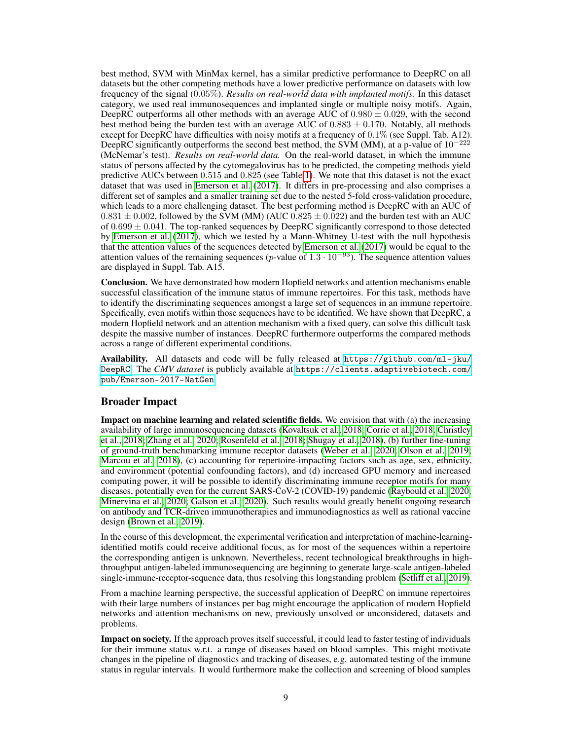best method, SVM with MinMax kernel, has a similar predictive performance to DeepRC on all datasets but the other competing methods have a lower predictive performance on datasets with low frequency of the signal ($0.05\%$). ***Results on real-world data with implanted motifs.*** In this dataset category, we used real immunosequences and implanted single or multiple noisy motifs. Again, DeepRC outperforms all other methods with an average AUC of $0.980 \pm 0.029$, with the second best method being the burden test with an average AUC of $0.883 \pm 0.170$. Notably, all methods except for DeepRC have difficulties with noisy motifs at a frequency of $0.1\%$ (see Suppl. Tab. A12). DeepRC significantly outperforms the second best method, the SVM (MM), at a p-value of $10^{-222}$ (McNemar's test). ***Results on real-world data.*** On the real-world dataset, in which the immune status of persons affected by the cytomegalovirus has to be predicted, the competing methods yield predictive AUCs between $0.515$ and $0.825$ (see Table 1). We note that this dataset is not the exact dataset that was used in Emerson et al. (2017). It differs in pre-processing and also comprises a different set of samples and a smaller training set due to the nested 5-fold cross-validation procedure, which leads to a more challenging dataset. The best performing method is DeepRC with an AUC of $0.831 \pm 0.002$, followed by the SVM (MM) (AUC $0.825 \pm 0.022$) and the burden test with an AUC of $0.699 \pm 0.041$. The top-ranked sequences by DeepRC significantly correspond to those detected by Emerson et al. (2017), which we tested by a Mann-Whitney U-test with the null hypothesis that the attention values of the sequences detected by Emerson et al. (2017) would be equal to the attention values of the remaining sequences ($p$-value of $1.3 \cdot 10^{-93}$). The sequence attention values are displayed in Suppl. Tab. A15.

**Conclusion.** We have demonstrated how modern Hopfield networks and attention mechanisms enable successful classification of the immune status of immune repertoires. For this task, methods have to identify the discriminating sequences amongst a large set of sequences in an immune repertoire. Specifically, even motifs within those sequences have to be identified. We have shown that DeepRC, a modern Hopfield network and an attention mechanism with a fixed query, can solve this difficult task despite the massive number of instances. DeepRC furthermore outperforms the compared methods across a range of different experimental conditions.

**Availability.** All datasets and code will be fully released at `https://github.com/ml-jku/DeepRC`. The *CMV dataset* is publicly available at `https://clients.adaptivebiotech.com/pub/Emerson-2017-NatGen`.

## Broader Impact

**Impact on machine learning and related scientific fields.** We envision that with (a) the increasing availability of large immunosequencing datasets (Kovaltsuk et al., 2018; Corrie et al., 2018; Christley et al., 2018; Zhang et al., 2020; Rosenfeld et al., 2018; Shugay et al., 2018), (b) further fine-tuning of ground-truth benchmarking immune receptor datasets (Weber et al., 2020; Olson et al., 2019; Marcou et al., 2018), (c) accounting for repertoire-impacting factors such as age, sex, ethnicity, and environment (potential confounding factors), and (d) increased GPU memory and increased computing power, it will be possible to identify discriminating immune receptor motifs for many diseases, potentially even for the current SARS-CoV-2 (COVID-19) pandemic (Raybould et al., 2020; Minervina et al., 2020; Galson et al., 2020). Such results would greatly benefit ongoing research on antibody and TCR-driven immunotherapies and immunodiagnostics as well as rational vaccine design (Brown et al., 2019).

In the course of this development, the experimental verification and interpretation of machine-learning-identified motifs could receive additional focus, as for most of the sequences within a repertoire the corresponding antigen is unknown. Nevertheless, recent technological breakthroughs in high-throughput antigen-labeled immunosequencing are beginning to generate large-scale antigen-labeled single-immune-receptor-sequence data, thus resolving this longstanding problem (Setliff et al., 2019).

From a machine learning perspective, the successful application of DeepRC on immune repertoires with their large numbers of instances per bag might encourage the application of modern Hopfield networks and attention mechanisms on new, previously unsolved or unconsidered, datasets and problems.

**Impact on society.** If the approach proves itself successful, it could lead to faster testing of individuals for their immune status w.r.t. a range of diseases based on blood samples. This might motivate changes in the pipeline of diagnostics and tracking of diseases, e.g. automated testing of the immune status in regular intervals. It would furthermore make the collection and screening of blood samples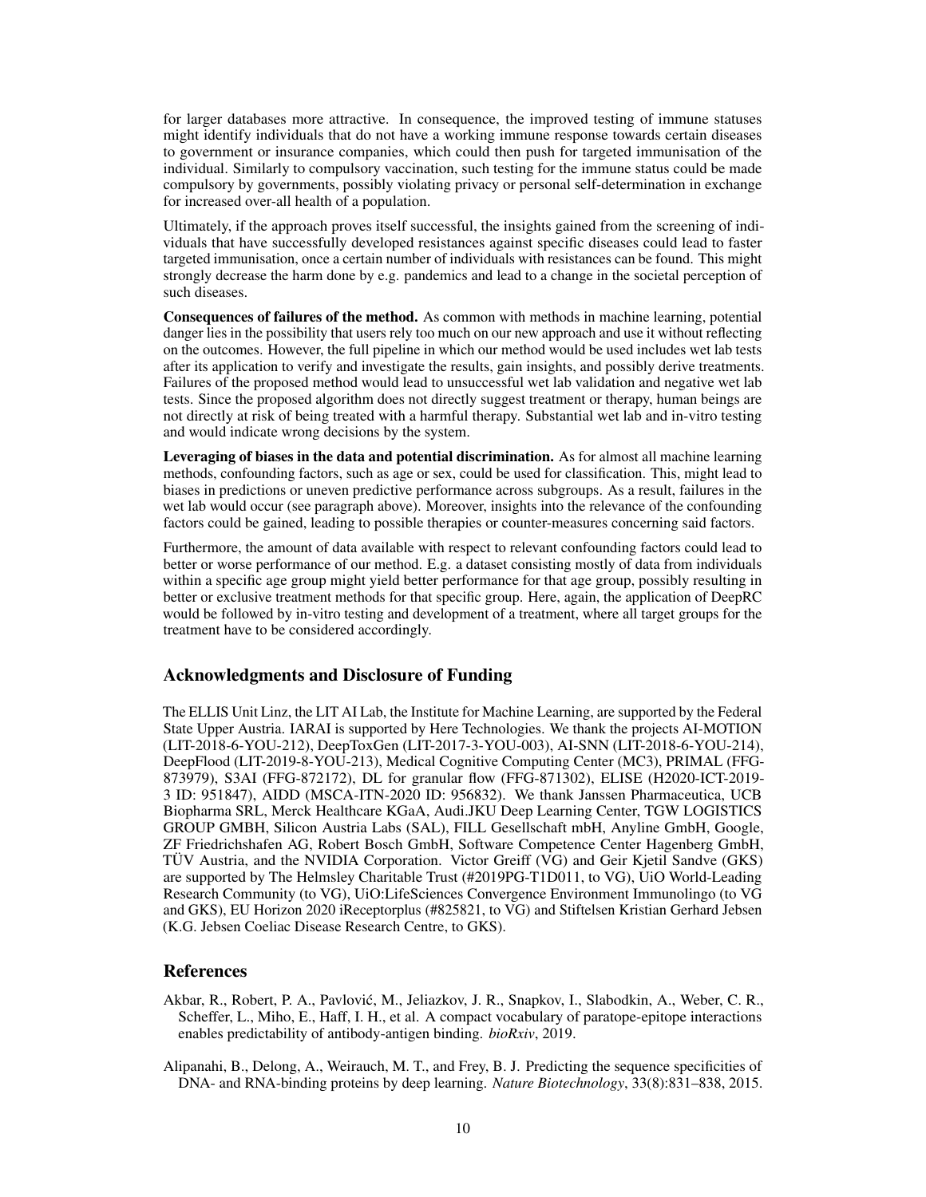for larger databases more attractive. In consequence, the improved testing of immune statuses might identify individuals that do not have a working immune response towards certain diseases to government or insurance companies, which could then push for targeted immunisation of the individual. Similarly to compulsory vaccination, such testing for the immune status could be made compulsory by governments, possibly violating privacy or personal self-determination in exchange for increased over-all health of a population.

Ultimately, if the approach proves itself successful, the insights gained from the screening of individuals that have successfully developed resistances against specific diseases could lead to faster targeted immunisation, once a certain number of individuals with resistances can be found. This might strongly decrease the harm done by e.g. pandemics and lead to a change in the societal perception of such diseases.

**Consequences of failures of the method.** As common with methods in machine learning, potential danger lies in the possibility that users rely too much on our new approach and use it without reflecting on the outcomes. However, the full pipeline in which our method would be used includes wet lab tests after its application to verify and investigate the results, gain insights, and possibly derive treatments. Failures of the proposed method would lead to unsuccessful wet lab validation and negative wet lab tests. Since the proposed algorithm does not directly suggest treatment or therapy, human beings are not directly at risk of being treated with a harmful therapy. Substantial wet lab and in-vitro testing and would indicate wrong decisions by the system.

**Leveraging of biases in the data and potential discrimination.** As for almost all machine learning methods, confounding factors, such as age or sex, could be used for classification. This, might lead to biases in predictions or uneven predictive performance across subgroups. As a result, failures in the wet lab would occur (see paragraph above). Moreover, insights into the relevance of the confounding factors could be gained, leading to possible therapies or counter-measures concerning said factors.

Furthermore, the amount of data available with respect to relevant confounding factors could lead to better or worse performance of our method. E.g. a dataset consisting mostly of data from individuals within a specific age group might yield better performance for that age group, possibly resulting in better or exclusive treatment methods for that specific group. Here, again, the application of DeepRC would be followed by in-vitro testing and development of a treatment, where all target groups for the treatment have to be considered accordingly.

## Acknowledgments and Disclosure of Funding

The ELLIS Unit Linz, the LIT AI Lab, the Institute for Machine Learning, are supported by the Federal State Upper Austria. IARAI is supported by Here Technologies. We thank the projects AI-MOTION (LIT-2018-6-YOU-212), DeepToxGen (LIT-2017-3-YOU-003), AI-SNN (LIT-2018-6-YOU-214), DeepFlood (LIT-2019-8-YOU-213), Medical Cognitive Computing Center (MC3), PRIMAL (FFG-873979), S3AI (FFG-872172), DL for granular flow (FFG-871302), ELISE (H2020-ICT-2019-3 ID: 951847), AIDD (MSCA-ITN-2020 ID: 956832). We thank Janssen Pharmaceutica, UCB Biopharma SRL, Merck Healthcare KGaA, Audi.JKU Deep Learning Center, TGW LOGISTICS GROUP GMBH, Silicon Austria Labs (SAL), FILL Gesellschaft mbH, Anyline GmbH, Google, ZF Friedrichshafen AG, Robert Bosch GmbH, Software Competence Center Hagenberg GmbH, TÜV Austria, and the NVIDIA Corporation. Victor Greiff (VG) and Geir Kjetil Sandve (GKS) are supported by The Helmsley Charitable Trust (#2019PG-T1D011, to VG), UiO World-Leading Research Community (to VG), UiO:LifeSciences Convergence Environment Immunolingo (to VG and GKS), EU Horizon 2020 iReceptorplus (#825821, to VG) and Stiftelsen Kristian Gerhard Jebsen (K.G. Jebsen Coeliac Disease Research Centre, to GKS).

## References

Akbar, R., Robert, P. A., Pavlović, M., Jeliazkov, J. R., Snapkov, I., Slabodkin, A., Weber, C. R., Scheffer, L., Miho, E., Haff, I. H., et al. A compact vocabulary of paratope-epitope interactions enables predictability of antibody-antigen binding. *bioRxiv*, 2019.

Alipanahi, B., Delong, A., Weirauch, M. T., and Frey, B. J. Predicting the sequence specificities of DNA- and RNA-binding proteins by deep learning. *Nature Biotechnology*, 33(8):831–838, 2015.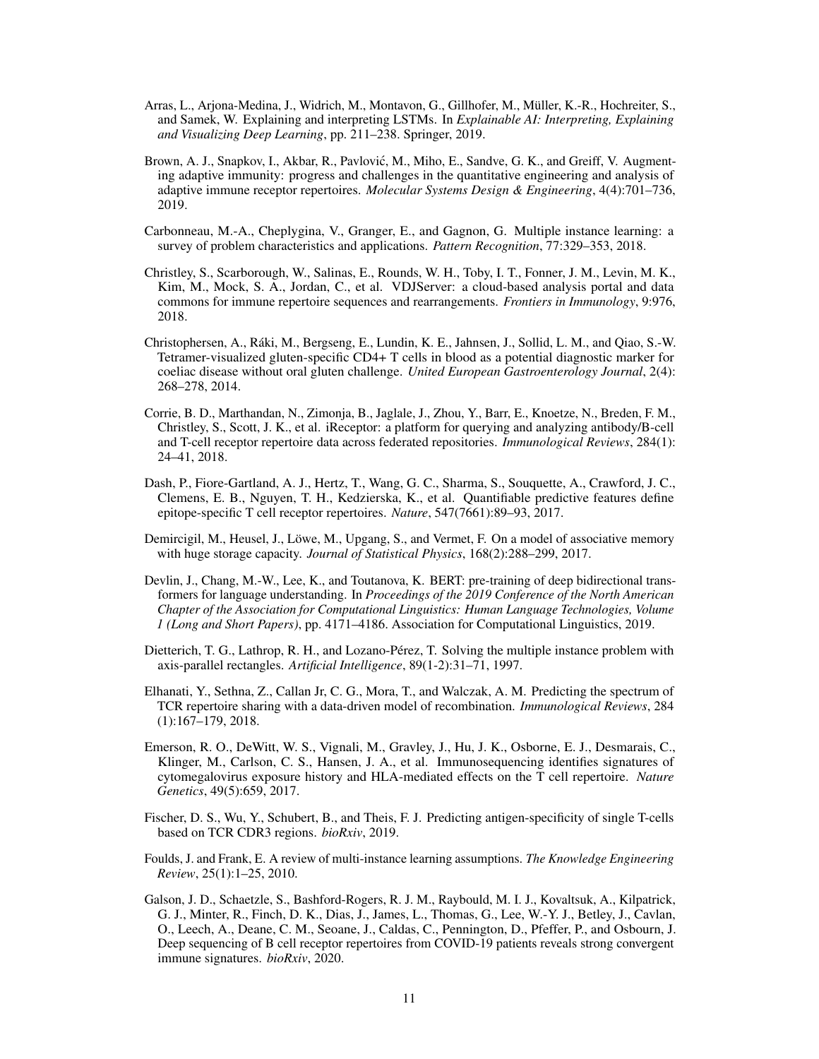Arras, L., Arjona-Medina, J., Widrich, M., Montavon, G., Gillhofer, M., Müller, K.-R., Hochreiter, S., and Samek, W. Explaining and interpreting LSTMs. In *Explainable AI: Interpreting, Explaining and Visualizing Deep Learning*, pp. 211–238. Springer, 2019.

Brown, A. J., Snapkov, I., Akbar, R., Pavlović, M., Miho, E., Sandve, G. K., and Greiff, V. Augmenting adaptive immunity: progress and challenges in the quantitative engineering and analysis of adaptive immune receptor repertoires. *Molecular Systems Design & Engineering*, 4(4):701–736, 2019.

Carbonneau, M.-A., Cheplygina, V., Granger, E., and Gagnon, G. Multiple instance learning: a survey of problem characteristics and applications. *Pattern Recognition*, 77:329–353, 2018.

Christley, S., Scarborough, W., Salinas, E., Rounds, W. H., Toby, I. T., Fonner, J. M., Levin, M. K., Kim, M., Mock, S. A., Jordan, C., et al. VDJServer: a cloud-based analysis portal and data commons for immune repertoire sequences and rearrangements. *Frontiers in Immunology*, 9:976, 2018.

Christophersen, A., Ráki, M., Bergseng, E., Lundin, K. E., Jahnsen, J., Sollid, L. M., and Qiao, S.-W. Tetramer-visualized gluten-specific CD4+ T cells in blood as a potential diagnostic marker for coeliac disease without oral gluten challenge. *United European Gastroenterology Journal*, 2(4): 268–278, 2014.

Corrie, B. D., Marthandan, N., Zimonja, B., Jaglale, J., Zhou, Y., Barr, E., Knoetze, N., Breden, F. M., Christley, S., Scott, J. K., et al. iReceptor: a platform for querying and analyzing antibody/B-cell and T-cell receptor repertoire data across federated repositories. *Immunological Reviews*, 284(1): 24–41, 2018.

Dash, P., Fiore-Gartland, A. J., Hertz, T., Wang, G. C., Sharma, S., Souquette, A., Crawford, J. C., Clemens, E. B., Nguyen, T. H., Kedzierska, K., et al. Quantifiable predictive features define epitope-specific T cell receptor repertoires. *Nature*, 547(7661):89–93, 2017.

Demircigil, M., Heusel, J., Löwe, M., Upgang, S., and Vermet, F. On a model of associative memory with huge storage capacity. *Journal of Statistical Physics*, 168(2):288–299, 2017.

Devlin, J., Chang, M.-W., Lee, K., and Toutanova, K. BERT: pre-training of deep bidirectional transformers for language understanding. In *Proceedings of the 2019 Conference of the North American Chapter of the Association for Computational Linguistics: Human Language Technologies, Volume 1 (Long and Short Papers)*, pp. 4171–4186. Association for Computational Linguistics, 2019.

Dietterich, T. G., Lathrop, R. H., and Lozano-Pérez, T. Solving the multiple instance problem with axis-parallel rectangles. *Artificial Intelligence*, 89(1-2):31–71, 1997.

Elhanati, Y., Sethna, Z., Callan Jr, C. G., Mora, T., and Walczak, A. M. Predicting the spectrum of TCR repertoire sharing with a data-driven model of recombination. *Immunological Reviews*, 284 (1):167–179, 2018.

Emerson, R. O., DeWitt, W. S., Vignali, M., Gravley, J., Hu, J. K., Osborne, E. J., Desmarais, C., Klinger, M., Carlson, C. S., Hansen, J. A., et al. Immunosequencing identifies signatures of cytomegalovirus exposure history and HLA-mediated effects on the T cell repertoire. *Nature Genetics*, 49(5):659, 2017.

Fischer, D. S., Wu, Y., Schubert, B., and Theis, F. J. Predicting antigen-specificity of single T-cells based on TCR CDR3 regions. *bioRxiv*, 2019.

Foulds, J. and Frank, E. A review of multi-instance learning assumptions. *The Knowledge Engineering Review*, 25(1):1–25, 2010.

Galson, J. D., Schaetzle, S., Bashford-Rogers, R. J. M., Raybould, M. I. J., Kovaltsuk, A., Kilpatrick, G. J., Minter, R., Finch, D. K., Dias, J., James, L., Thomas, G., Lee, W.-Y. J., Betley, J., Cavlan, O., Leech, A., Deane, C. M., Seoane, J., Caldas, C., Pennington, D., Pfeffer, P., and Osbourn, J. Deep sequencing of B cell receptor repertoires from COVID-19 patients reveals strong convergent immune signatures. *bioRxiv*, 2020.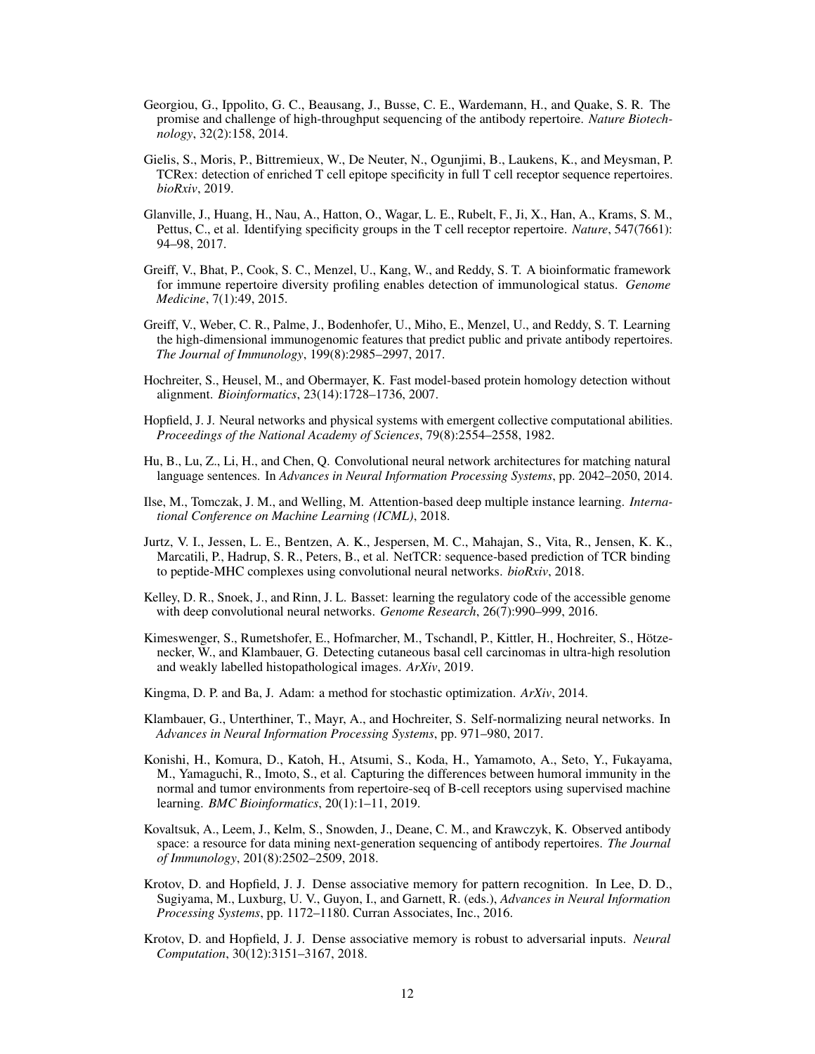Georgiou, G., Ippolito, G. C., Beausang, J., Busse, C. E., Wardemann, H., and Quake, S. R. The promise and challenge of high-throughput sequencing of the antibody repertoire. *Nature Biotechnology*, 32(2):158, 2014.

Gielis, S., Moris, P., Bittremieux, W., De Neuter, N., Ogunjimi, B., Laukens, K., and Meysman, P. TCRex: detection of enriched T cell epitope specificity in full T cell receptor sequence repertoires. *bioRxiv*, 2019.

Glanville, J., Huang, H., Nau, A., Hatton, O., Wagar, L. E., Rubelt, F., Ji, X., Han, A., Krams, S. M., Pettus, C., et al. Identifying specificity groups in the T cell receptor repertoire. *Nature*, 547(7661): 94–98, 2017.

Greiff, V., Bhat, P., Cook, S. C., Menzel, U., Kang, W., and Reddy, S. T. A bioinformatic framework for immune repertoire diversity profiling enables detection of immunological status. *Genome Medicine*, 7(1):49, 2015.

Greiff, V., Weber, C. R., Palme, J., Bodenhofer, U., Miho, E., Menzel, U., and Reddy, S. T. Learning the high-dimensional immunogenomic features that predict public and private antibody repertoires. *The Journal of Immunology*, 199(8):2985–2997, 2017.

Hochreiter, S., Heusel, M., and Obermayer, K. Fast model-based protein homology detection without alignment. *Bioinformatics*, 23(14):1728–1736, 2007.

Hopfield, J. J. Neural networks and physical systems with emergent collective computational abilities. *Proceedings of the National Academy of Sciences*, 79(8):2554–2558, 1982.

Hu, B., Lu, Z., Li, H., and Chen, Q. Convolutional neural network architectures for matching natural language sentences. In *Advances in Neural Information Processing Systems*, pp. 2042–2050, 2014.

Ilse, M., Tomczak, J. M., and Welling, M. Attention-based deep multiple instance learning. *International Conference on Machine Learning (ICML)*, 2018.

Jurtz, V. I., Jessen, L. E., Bentzen, A. K., Jespersen, M. C., Mahajan, S., Vita, R., Jensen, K. K., Marcatili, P., Hadrup, S. R., Peters, B., et al. NetTCR: sequence-based prediction of TCR binding to peptide-MHC complexes using convolutional neural networks. *bioRxiv*, 2018.

Kelley, D. R., Snoek, J., and Rinn, J. L. Basset: learning the regulatory code of the accessible genome with deep convolutional neural networks. *Genome Research*, 26(7):990–999, 2016.

Kimeswenger, S., Rumetshofer, E., Hofmarcher, M., Tschandl, P., Kittler, H., Hochreiter, S., Hötzenecker, W., and Klambauer, G. Detecting cutaneous basal cell carcinomas in ultra-high resolution and weakly labelled histopathological images. *ArXiv*, 2019.

Kingma, D. P. and Ba, J. Adam: a method for stochastic optimization. *ArXiv*, 2014.

Klambauer, G., Unterthiner, T., Mayr, A., and Hochreiter, S. Self-normalizing neural networks. In *Advances in Neural Information Processing Systems*, pp. 971–980, 2017.

Konishi, H., Komura, D., Katoh, H., Atsumi, S., Koda, H., Yamamoto, A., Seto, Y., Fukayama, M., Yamaguchi, R., Imoto, S., et al. Capturing the differences between humoral immunity in the normal and tumor environments from repertoire-seq of B-cell receptors using supervised machine learning. *BMC Bioinformatics*, 20(1):1–11, 2019.

Kovaltsuk, A., Leem, J., Kelm, S., Snowden, J., Deane, C. M., and Krawczyk, K. Observed antibody space: a resource for data mining next-generation sequencing of antibody repertoires. *The Journal of Immunology*, 201(8):2502–2509, 2018.

Krotov, D. and Hopfield, J. J. Dense associative memory for pattern recognition. In Lee, D. D., Sugiyama, M., Luxburg, U. V., Guyon, I., and Garnett, R. (eds.), *Advances in Neural Information Processing Systems*, pp. 1172–1180. Curran Associates, Inc., 2016.

Krotov, D. and Hopfield, J. J. Dense associative memory is robust to adversarial inputs. *Neural Computation*, 30(12):3151–3167, 2018.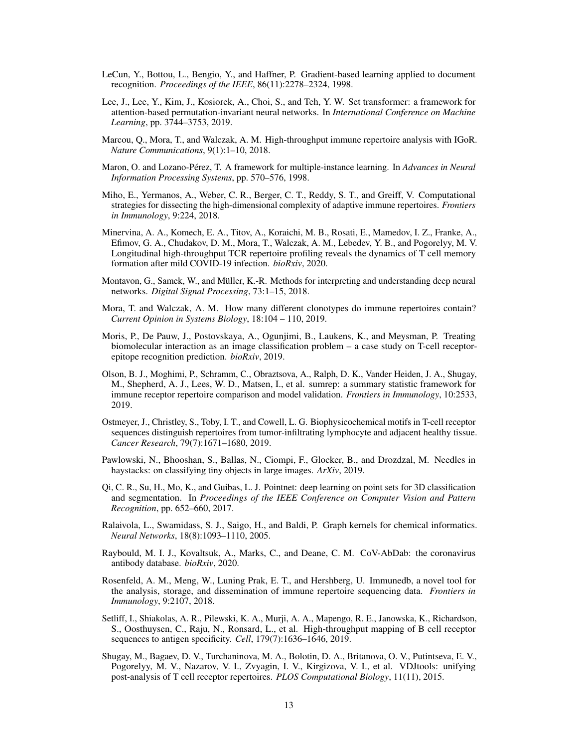LeCun, Y., Bottou, L., Bengio, Y., and Haffner, P. Gradient-based learning applied to document recognition. *Proceedings of the IEEE*, 86(11):2278–2324, 1998.

Lee, J., Lee, Y., Kim, J., Kosiorek, A., Choi, S., and Teh, Y. W. Set transformer: a framework for attention-based permutation-invariant neural networks. In *International Conference on Machine Learning*, pp. 3744–3753, 2019.

Marcou, Q., Mora, T., and Walczak, A. M. High-throughput immune repertoire analysis with IGoR. *Nature Communications*, 9(1):1–10, 2018.

Maron, O. and Lozano-Pérez, T. A framework for multiple-instance learning. In *Advances in Neural Information Processing Systems*, pp. 570–576, 1998.

Miho, E., Yermanos, A., Weber, C. R., Berger, C. T., Reddy, S. T., and Greiff, V. Computational strategies for dissecting the high-dimensional complexity of adaptive immune repertoires. *Frontiers in Immunology*, 9:224, 2018.

Minervina, A. A., Komech, E. A., Titov, A., Koraichi, M. B., Rosati, E., Mamedov, I. Z., Franke, A., Efimov, G. A., Chudakov, D. M., Mora, T., Walczak, A. M., Lebedev, Y. B., and Pogorelyy, M. V. Longitudinal high-throughput TCR repertoire profiling reveals the dynamics of T cell memory formation after mild COVID-19 infection. *bioRxiv*, 2020.

Montavon, G., Samek, W., and Müller, K.-R. Methods for interpreting and understanding deep neural networks. *Digital Signal Processing*, 73:1–15, 2018.

Mora, T. and Walczak, A. M. How many different clonotypes do immune repertoires contain? *Current Opinion in Systems Biology*, 18:104 – 110, 2019.

Moris, P., De Pauw, J., Postovskaya, A., Ogunjimi, B., Laukens, K., and Meysman, P. Treating biomolecular interaction as an image classification problem – a case study on T-cell receptor-epitope recognition prediction. *bioRxiv*, 2019.

Olson, B. J., Moghimi, P., Schramm, C., Obraztsova, A., Ralph, D. K., Vander Heiden, J. A., Shugay, M., Shepherd, A. J., Lees, W. D., Matsen, I., et al. sumrep: a summary statistic framework for immune receptor repertoire comparison and model validation. *Frontiers in Immunology*, 10:2533, 2019.

Ostmeyer, J., Christley, S., Toby, I. T., and Cowell, L. G. Biophysicochemical motifs in T-cell receptor sequences distinguish repertoires from tumor-infiltrating lymphocyte and adjacent healthy tissue. *Cancer Research*, 79(7):1671–1680, 2019.

Pawlowski, N., Bhooshan, S., Ballas, N., Ciompi, F., Glocker, B., and Drozdzal, M. Needles in haystacks: on classifying tiny objects in large images. *ArXiv*, 2019.

Qi, C. R., Su, H., Mo, K., and Guibas, L. J. Pointnet: deep learning on point sets for 3D classification and segmentation. In *Proceedings of the IEEE Conference on Computer Vision and Pattern Recognition*, pp. 652–660, 2017.

Ralaivola, L., Swamidass, S. J., Saigo, H., and Baldi, P. Graph kernels for chemical informatics. *Neural Networks*, 18(8):1093–1110, 2005.

Raybould, M. I. J., Kovaltsuk, A., Marks, C., and Deane, C. M. CoV-AbDab: the coronavirus antibody database. *bioRxiv*, 2020.

Rosenfeld, A. M., Meng, W., Luning Prak, E. T., and Hershberg, U. Immunedb, a novel tool for the analysis, storage, and dissemination of immune repertoire sequencing data. *Frontiers in Immunology*, 9:2107, 2018.

Setliff, I., Shiakolas, A. R., Pilewski, K. A., Murji, A. A., Mapengo, R. E., Janowska, K., Richardson, S., Oosthuysen, C., Raju, N., Ronsard, L., et al. High-throughput mapping of B cell receptor sequences to antigen specificity. *Cell*, 179(7):1636–1646, 2019.

Shugay, M., Bagaev, D. V., Turchaninova, M. A., Bolotin, D. A., Britanova, O. V., Putintseva, E. V., Pogorelyy, M. V., Nazarov, V. I., Zvyagin, I. V., Kirgizova, V. I., et al. VDJtools: unifying post-analysis of T cell receptor repertoires. *PLOS Computational Biology*, 11(11), 2015.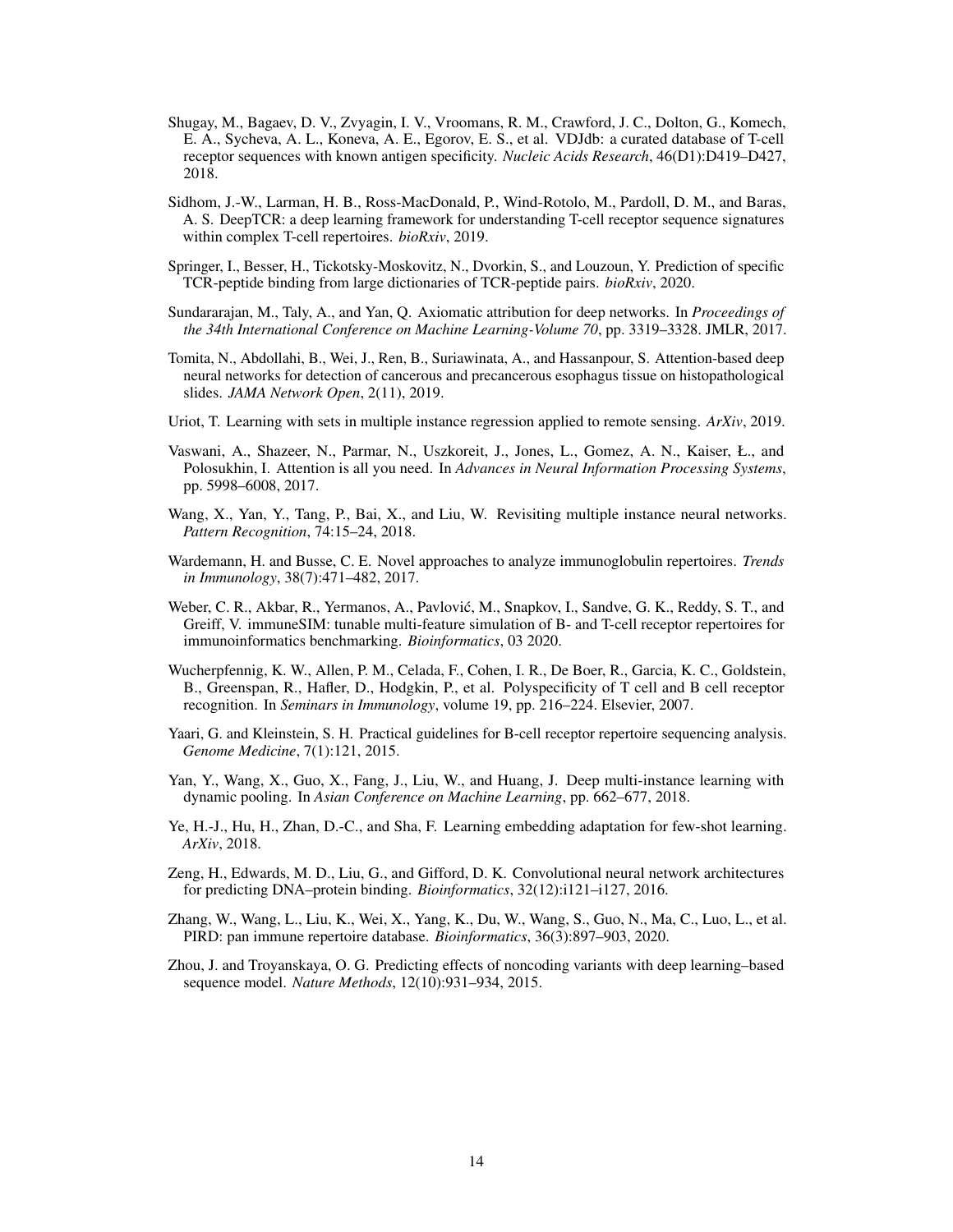Shugay, M., Bagaev, D. V., Zvyagin, I. V., Vroomans, R. M., Crawford, J. C., Dolton, G., Komech, E. A., Sycheva, A. L., Koneva, A. E., Egorov, E. S., et al. VDJdb: a curated database of T-cell receptor sequences with known antigen specificity. *Nucleic Acids Research*, 46(D1):D419–D427, 2018.

Sidhom, J.-W., Larman, H. B., Ross-MacDonald, P., Wind-Rotolo, M., Pardoll, D. M., and Baras, A. S. DeepTCR: a deep learning framework for understanding T-cell receptor sequence signatures within complex T-cell repertoires. *bioRxiv*, 2019.

Springer, I., Besser, H., Tickotsky-Moskovitz, N., Dvorkin, S., and Louzoun, Y. Prediction of specific TCR-peptide binding from large dictionaries of TCR-peptide pairs. *bioRxiv*, 2020.

Sundararajan, M., Taly, A., and Yan, Q. Axiomatic attribution for deep networks. In *Proceedings of the 34th International Conference on Machine Learning-Volume 70*, pp. 3319–3328. JMLR, 2017.

Tomita, N., Abdollahi, B., Wei, J., Ren, B., Suriawinata, A., and Hassanpour, S. Attention-based deep neural networks for detection of cancerous and precancerous esophagus tissue on histopathological slides. *JAMA Network Open*, 2(11), 2019.

Uriot, T. Learning with sets in multiple instance regression applied to remote sensing. *ArXiv*, 2019.

Vaswani, A., Shazeer, N., Parmar, N., Uszkoreit, J., Jones, L., Gomez, A. N., Kaiser, Ł., and Polosukhin, I. Attention is all you need. In *Advances in Neural Information Processing Systems*, pp. 5998–6008, 2017.

Wang, X., Yan, Y., Tang, P., Bai, X., and Liu, W. Revisiting multiple instance neural networks. *Pattern Recognition*, 74:15–24, 2018.

Wardemann, H. and Busse, C. E. Novel approaches to analyze immunoglobulin repertoires. *Trends in Immunology*, 38(7):471–482, 2017.

Weber, C. R., Akbar, R., Yermanos, A., Pavlović, M., Snapkov, I., Sandve, G. K., Reddy, S. T., and Greiff, V. immuneSIM: tunable multi-feature simulation of B- and T-cell receptor repertoires for immunoinformatics benchmarking. *Bioinformatics*, 03 2020.

Wucherpfennig, K. W., Allen, P. M., Celada, F., Cohen, I. R., De Boer, R., Garcia, K. C., Goldstein, B., Greenspan, R., Hafler, D., Hodgkin, P., et al. Polyspecificity of T cell and B cell receptor recognition. In *Seminars in Immunology*, volume 19, pp. 216–224. Elsevier, 2007.

Yaari, G. and Kleinstein, S. H. Practical guidelines for B-cell receptor repertoire sequencing analysis. *Genome Medicine*, 7(1):121, 2015.

Yan, Y., Wang, X., Guo, X., Fang, J., Liu, W., and Huang, J. Deep multi-instance learning with dynamic pooling. In *Asian Conference on Machine Learning*, pp. 662–677, 2018.

Ye, H.-J., Hu, H., Zhan, D.-C., and Sha, F. Learning embedding adaptation for few-shot learning. *ArXiv*, 2018.

Zeng, H., Edwards, M. D., Liu, G., and Gifford, D. K. Convolutional neural network architectures for predicting DNA–protein binding. *Bioinformatics*, 32(12):i121–i127, 2016.

Zhang, W., Wang, L., Liu, K., Wei, X., Yang, K., Du, W., Wang, S., Guo, N., Ma, C., Luo, L., et al. PIRD: pan immune repertoire database. *Bioinformatics*, 36(3):897–903, 2020.

Zhou, J. and Troyanskaya, O. G. Predicting effects of noncoding variants with deep learning–based sequence model. *Nature Methods*, 12(10):931–934, 2015.